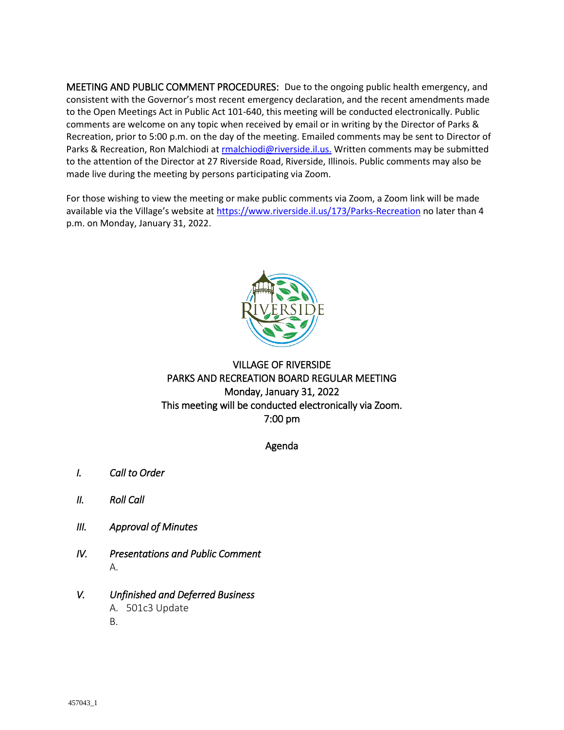MEETING AND PUBLIC COMMENT PROCEDURES: Due to the ongoing public health emergency, and consistent with the Governor's most recent emergency declaration, and the recent amendments made to the Open Meetings Act in Public Act 101-640, this meeting will be conducted electronically. Public comments are welcome on any topic when received by email or in writing by the Director of Parks & Recreation, prior to 5:00 p.m. on the day of the meeting. Emailed comments may be sent to Director of Parks & Recreation, Ron Malchiodi at rmalchiodi@riverside.il.us. Written comments may be submitted to the attention of the Director at 27 Riverside Road, Riverside, Illinois. Public comments may also be made live during the meeting by persons participating via Zoom.

For those wishing to view the meeting or make public comments via Zoom, a Zoom link will be made available via the Village's website at https://www.riverside.il.us/173/Parks-Recreation no later than 4 p.m. on Monday, January 31, 2022.

# VILLAGE OF RIVERSIDE
## PARKS AND RECREATION BOARD REGULAR MEETING
Monday, January 31, 2022
This meeting will be conducted electronically via Zoom.
7:00 pm

## Agenda

I. *Call to Order*

II. *Roll Call*

III. *Approval of Minutes*

IV. *Presentations and Public Comment*
   A.

V. *Unfinished and Deferred Business*
   A. 501c3 Update
   B.

457043_1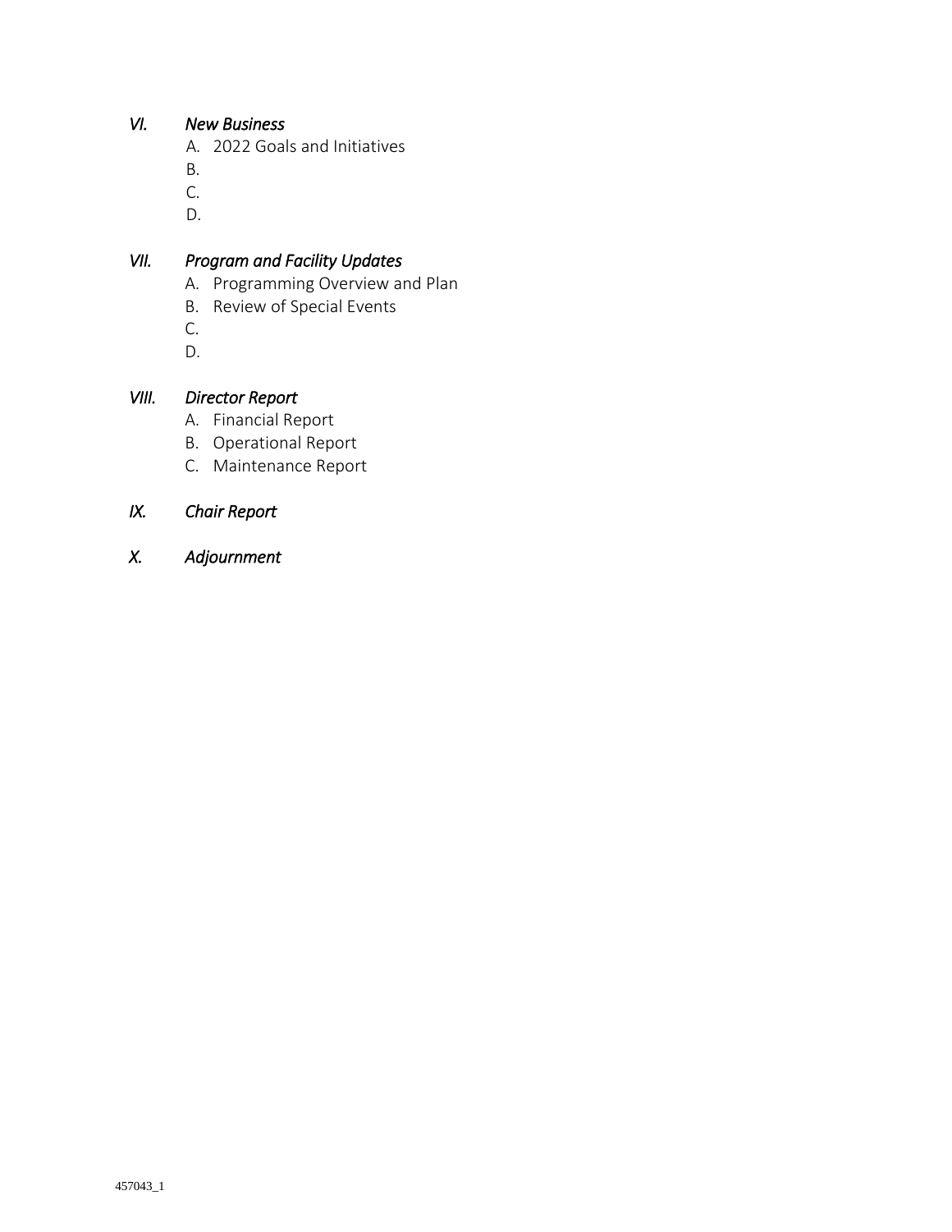*VI. New Business*

A. 2022 Goals and Initiatives
B.
C.
D.

*VII. Program and Facility Updates*

A. Programming Overview and Plan
B. Review of Special Events
C.
D.

*VIII. Director Report*

A. Financial Report
B. Operational Report
C. Maintenance Report

*IX. Chair Report*

*X. Adjournment*

457043_1